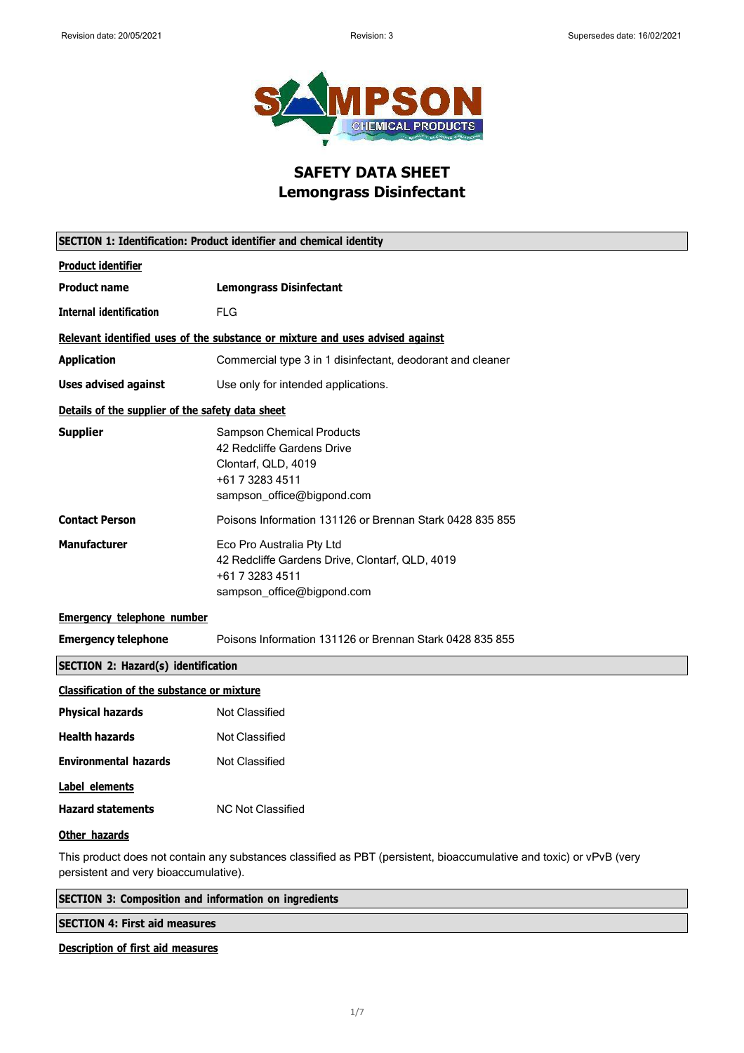Revision date: 20/05/2021 | Revision: 3 | Supersedes date: 16/02/2021

# SAFETY DATA SHEET
# Lemongrass Disinfectant

## SECTION 1: Identification: Product identifier and chemical identity

**Product identifier**

| | |
|---|---|
| **Product name** | **Lemongrass Disinfectant** |
| **Internal identification** | FLG |

**Relevant identified uses of the substance or mixture and uses advised against**

| | |
|---|---|
| **Application** | Commercial type 3 in 1 disinfectant, deodorant and cleaner |
| **Uses advised against** | Use only for intended applications. |

**Details of the supplier of the safety data sheet**

| | |
|---|---|
| **Supplier** | Sampson Chemical Products<br>42 Redcliffe Gardens Drive<br>Clontarf, QLD, 4019<br>+61 7 3283 4511<br>sampson_office@bigpond.com |
| **Contact Person** | Poisons Information 131126 or Brennan Stark 0428 835 855 |
| **Manufacturer** | Eco Pro Australia Pty Ltd<br>42 Redcliffe Gardens Drive, Clontarf, QLD, 4019<br>+61 7 3283 4511<br>sampson_office@bigpond.com |

**Emergency telephone number**

| | |
|---|---|
| **Emergency telephone** | Poisons Information 131126 or Brennan Stark 0428 835 855 |

## SECTION 2: Hazard(s) identification

**Classification of the substance or mixture**

| | |
|---|---|
| **Physical hazards** | Not Classified |
| **Health hazards** | Not Classified |
| **Environmental hazards** | Not Classified |

**Label elements**

| | |
|---|---|
| **Hazard statements** | NC Not Classified |

**Other hazards**

This product does not contain any substances classified as PBT (persistent, bioaccumulative and toxic) or vPvB (very persistent and very bioaccumulative).

## SECTION 3: Composition and information on ingredients

## SECTION 4: First aid measures

**Description of first aid measures**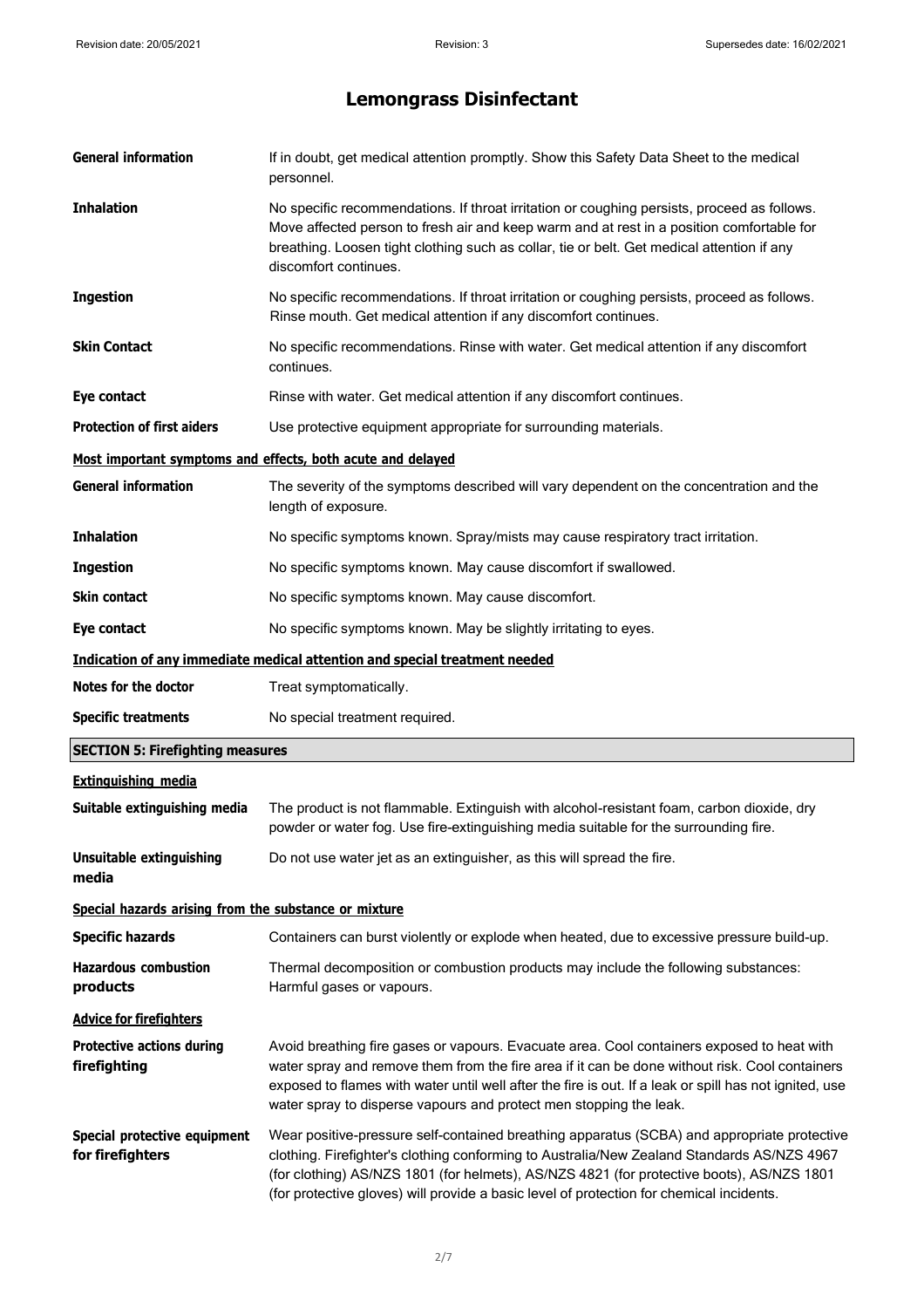| | |
|---|---|
| **General information** | If in doubt, get medical attention promptly. Show this Safety Data Sheet to the medical personnel. |
| **Inhalation** | No specific recommendations. If throat irritation or coughing persists, proceed as follows. Move affected person to fresh air and keep warm and at rest in a position comfortable for breathing. Loosen tight clothing such as collar, tie or belt. Get medical attention if any discomfort continues. |
| **Ingestion** | No specific recommendations. If throat irritation or coughing persists, proceed as follows. Rinse mouth. Get medical attention if any discomfort continues. |
| **Skin Contact** | No specific recommendations. Rinse with water. Get medical attention if any discomfort continues. |
| **Eye contact** | Rinse with water. Get medical attention if any discomfort continues. |
| **Protection of first aiders** | Use protective equipment appropriate for surrounding materials. |

**Most important symptoms and effects, both acute and delayed**

| | |
|---|---|
| **General information** | The severity of the symptoms described will vary dependent on the concentration and the length of exposure. |
| **Inhalation** | No specific symptoms known. Spray/mists may cause respiratory tract irritation. |
| **Ingestion** | No specific symptoms known. May cause discomfort if swallowed. |
| **Skin contact** | No specific symptoms known. May cause discomfort. |
| **Eye contact** | No specific symptoms known. May be slightly irritating to eyes. |

**Indication of any immediate medical attention and special treatment needed**

| | |
|---|---|
| **Notes for the doctor** | Treat symptomatically. |
| **Specific treatments** | No special treatment required. |

## SECTION 5: Firefighting measures

**Extinguishing media**

| | |
|---|---|
| **Suitable extinguishing media** | The product is not flammable. Extinguish with alcohol-resistant foam, carbon dioxide, dry powder or water fog. Use fire-extinguishing media suitable for the surrounding fire. |
| **Unsuitable extinguishing media** | Do not use water jet as an extinguisher, as this will spread the fire. |

**Special hazards arising from the substance or mixture**

| | |
|---|---|
| **Specific hazards** | Containers can burst violently or explode when heated, due to excessive pressure build-up. |
| **Hazardous combustion products** | Thermal decomposition or combustion products may include the following substances: Harmful gases or vapours. |

**Advice for firefighters**

| | |
|---|---|
| **Protective actions during firefighting** | Avoid breathing fire gases or vapours. Evacuate area. Cool containers exposed to heat with water spray and remove them from the fire area if it can be done without risk. Cool containers exposed to flames with water until well after the fire is out. If a leak or spill has not ignited, use water spray to disperse vapours and protect men stopping the leak. |
| **Special protective equipment for firefighters** | Wear positive-pressure self-contained breathing apparatus (SCBA) and appropriate protective clothing. Firefighter's clothing conforming to Australia/New Zealand Standards AS/NZS 4967 (for clothing) AS/NZS 1801 (for helmets), AS/NZS 4821 (for protective boots), AS/NZS 1801 (for protective gloves) will provide a basic level of protection for chemical incidents. |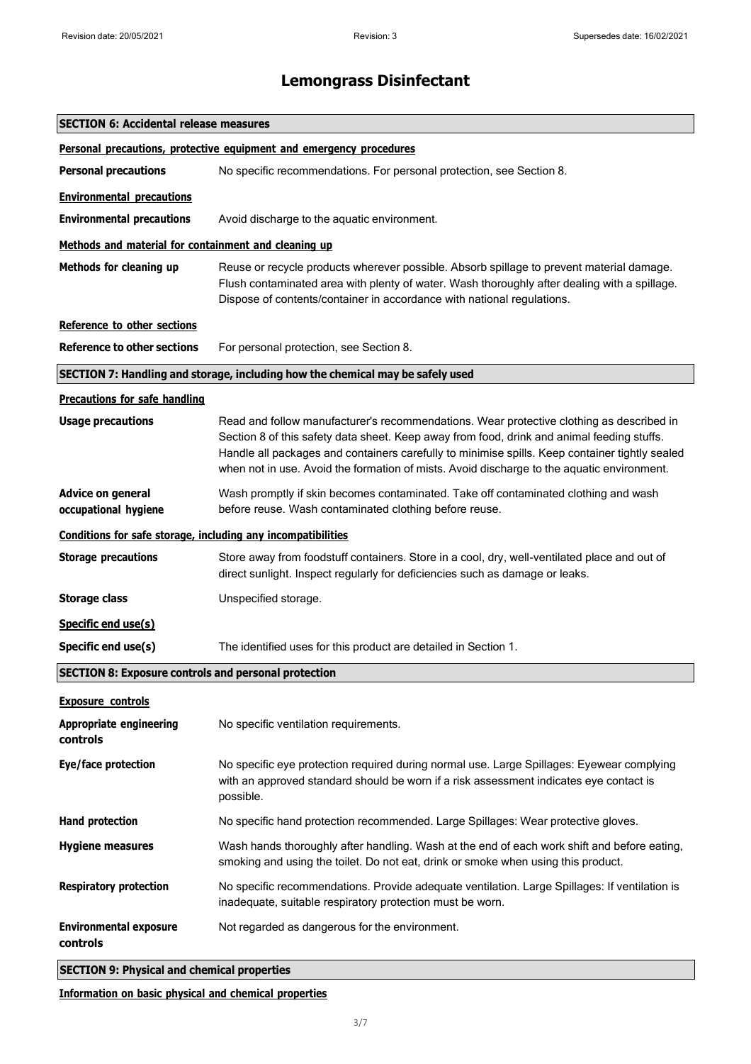# Lemongrass Disinfectant

## SECTION 6: Accidental release measures

**Personal precautions, protective equipment and emergency procedures**

**Personal precautions** No specific recommendations. For personal protection, see Section 8.

**Environmental precautions**

**Environmental precautions** Avoid discharge to the aquatic environment.

**Methods and material for containment and cleaning up**

**Methods for cleaning up** Reuse or recycle products wherever possible. Absorb spillage to prevent material damage. Flush contaminated area with plenty of water. Wash thoroughly after dealing with a spillage. Dispose of contents/container in accordance with national regulations.

**Reference to other sections**

**Reference to other sections** For personal protection, see Section 8.

## SECTION 7: Handling and storage, including how the chemical may be safely used

**Precautions for safe handling**

**Usage precautions** Read and follow manufacturer's recommendations. Wear protective clothing as described in Section 8 of this safety data sheet. Keep away from food, drink and animal feeding stuffs. Handle all packages and containers carefully to minimise spills. Keep container tightly sealed when not in use. Avoid the formation of mists. Avoid discharge to the aquatic environment.

**Advice on general occupational hygiene** Wash promptly if skin becomes contaminated. Take off contaminated clothing and wash before reuse. Wash contaminated clothing before reuse.

**Conditions for safe storage, including any incompatibilities**

**Storage precautions** Store away from foodstuff containers. Store in a cool, dry, well-ventilated place and out of direct sunlight. Inspect regularly for deficiencies such as damage or leaks.

**Storage class** Unspecified storage.

**Specific end use(s)**

**Specific end use(s)** The identified uses for this product are detailed in Section 1.

## SECTION 8: Exposure controls and personal protection

**Exposure controls**

**Appropriate engineering controls** No specific ventilation requirements.

**Eye/face protection** No specific eye protection required during normal use. Large Spillages: Eyewear complying with an approved standard should be worn if a risk assessment indicates eye contact is possible.

**Hand protection** No specific hand protection recommended. Large Spillages: Wear protective gloves.

**Hygiene measures** Wash hands thoroughly after handling. Wash at the end of each work shift and before eating, smoking and using the toilet. Do not eat, drink or smoke when using this product.

**Respiratory protection** No specific recommendations. Provide adequate ventilation. Large Spillages: If ventilation is inadequate, suitable respiratory protection must be worn.

**Environmental exposure controls** Not regarded as dangerous for the environment.

## SECTION 9: Physical and chemical properties

**Information on basic physical and chemical properties**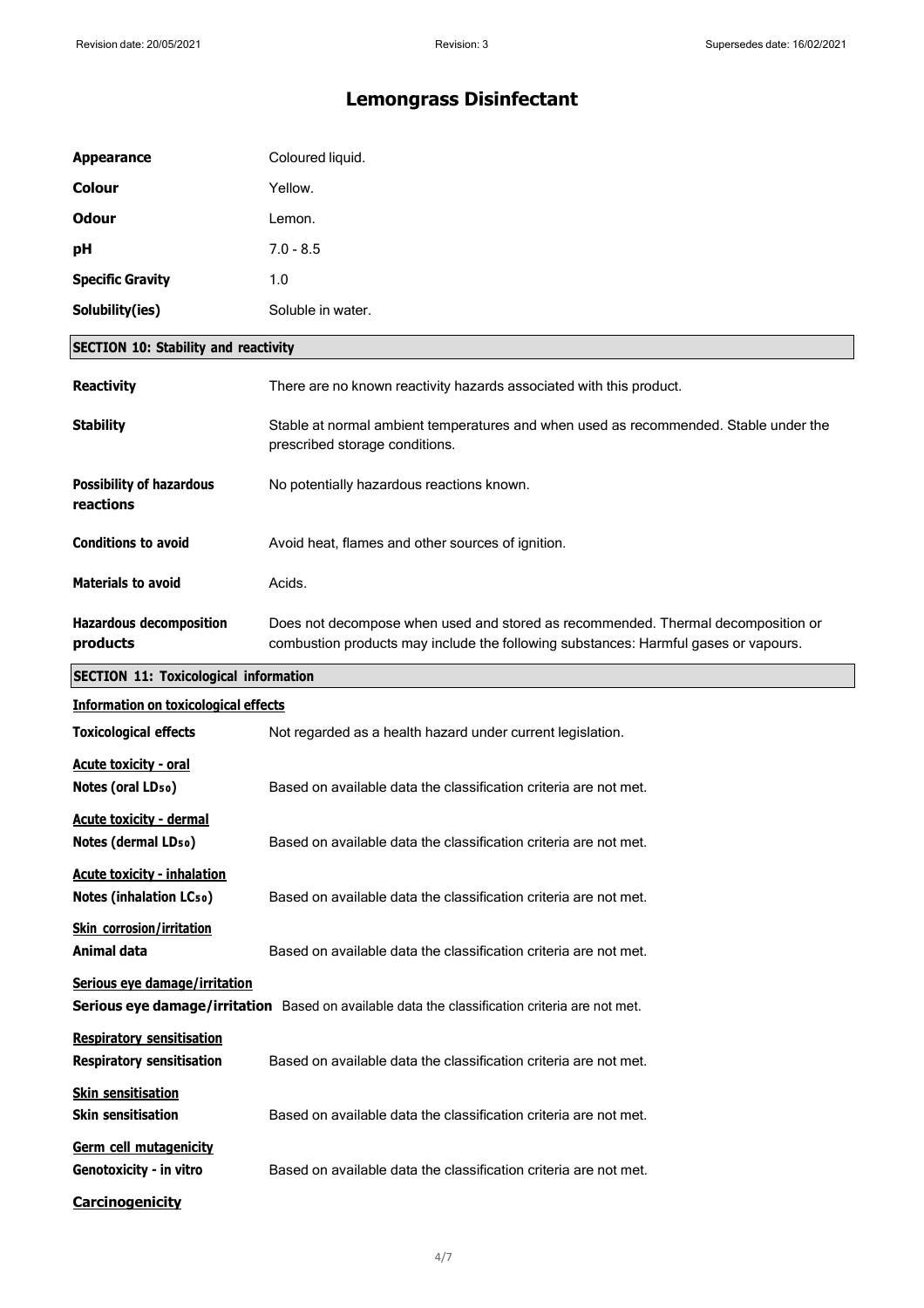# Lemongrass Disinfectant

| | |
|---|---|
| **Appearance** | Coloured liquid. |
| **Colour** | Yellow. |
| **Odour** | Lemon. |
| **pH** | 7.0 - 8.5 |
| **Specific Gravity** | 1.0 |
| **Solubility(ies)** | Soluble in water. |

## SECTION 10: Stability and reactivity

**Reactivity** There are no known reactivity hazards associated with this product.

**Stability** Stable at normal ambient temperatures and when used as recommended. Stable under the prescribed storage conditions.

**Possibility of hazardous reactions** No potentially hazardous reactions known.

**Conditions to avoid** Avoid heat, flames and other sources of ignition.

**Materials to avoid** Acids.

**Hazardous decomposition products** Does not decompose when used and stored as recommended. Thermal decomposition or combustion products may include the following substances: Harmful gases or vapours.

## SECTION 11: Toxicological information

### Information on toxicological effects

**Toxicological effects** Not regarded as a health hazard under current legislation.

**Acute toxicity - oral**

**Notes (oral $LD_{50}$)** Based on available data the classification criteria are not met.

**Acute toxicity - dermal**

**Notes (dermal $LD_{50}$)** Based on available data the classification criteria are not met.

**Acute toxicity - inhalation**

**Notes (inhalation $LC_{50}$)** Based on available data the classification criteria are not met.

**Skin corrosion/irritation**

**Animal data** Based on available data the classification criteria are not met.

**Serious eye damage/irritation**

**Serious eye damage/irritation** Based on available data the classification criteria are not met.

**Respiratory sensitisation**

**Respiratory sensitisation** Based on available data the classification criteria are not met.

**Skin sensitisation**

**Skin sensitisation** Based on available data the classification criteria are not met.

**Germ cell mutagenicity**

**Genotoxicity - in vitro** Based on available data the classification criteria are not met.

**Carcinogenicity**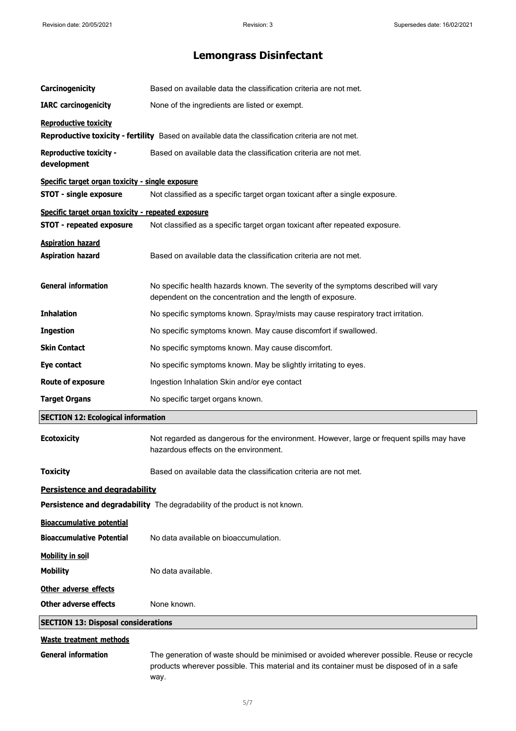**Carcinogenicity** Based on available data the classification criteria are not met.

**IARC carcinogenicity** None of the ingredients are listed or exempt.

**Reproductive toxicity**

**Reproductive toxicity - fertility** Based on available data the classification criteria are not met.

**Reproductive toxicity - development** Based on available data the classification criteria are not met.

**Specific target organ toxicity - single exposure**

**STOT - single exposure** Not classified as a specific target organ toxicant after a single exposure.

**Specific target organ toxicity - repeated exposure**

**STOT - repeated exposure** Not classified as a specific target organ toxicant after repeated exposure.

**Aspiration hazard**

**Aspiration hazard** Based on available data the classification criteria are not met.

**General information** No specific health hazards known. The severity of the symptoms described will vary dependent on the concentration and the length of exposure.

**Inhalation** No specific symptoms known. Spray/mists may cause respiratory tract irritation.

**Ingestion** No specific symptoms known. May cause discomfort if swallowed.

**Skin Contact** No specific symptoms known. May cause discomfort.

**Eye contact** No specific symptoms known. May be slightly irritating to eyes.

**Route of exposure** Ingestion Inhalation Skin and/or eye contact

**Target Organs** No specific target organs known.

## SECTION 12: Ecological information

**Ecotoxicity** Not regarded as dangerous for the environment. However, large or frequent spills may have hazardous effects on the environment.

**Toxicity** Based on available data the classification criteria are not met.

**Persistence and degradability**

**Persistence and degradability** The degradability of the product is not known.

**Bioaccumulative potential**

**Bioaccumulative Potential** No data available on bioaccumulation.

**Mobility in soil**

**Mobility** No data available.

**Other adverse effects**

**Other adverse effects** None known.

## SECTION 13: Disposal considerations

**Waste treatment methods**

**General information** The generation of waste should be minimised or avoided wherever possible. Reuse or recycle products wherever possible. This material and its container must be disposed of in a safe way.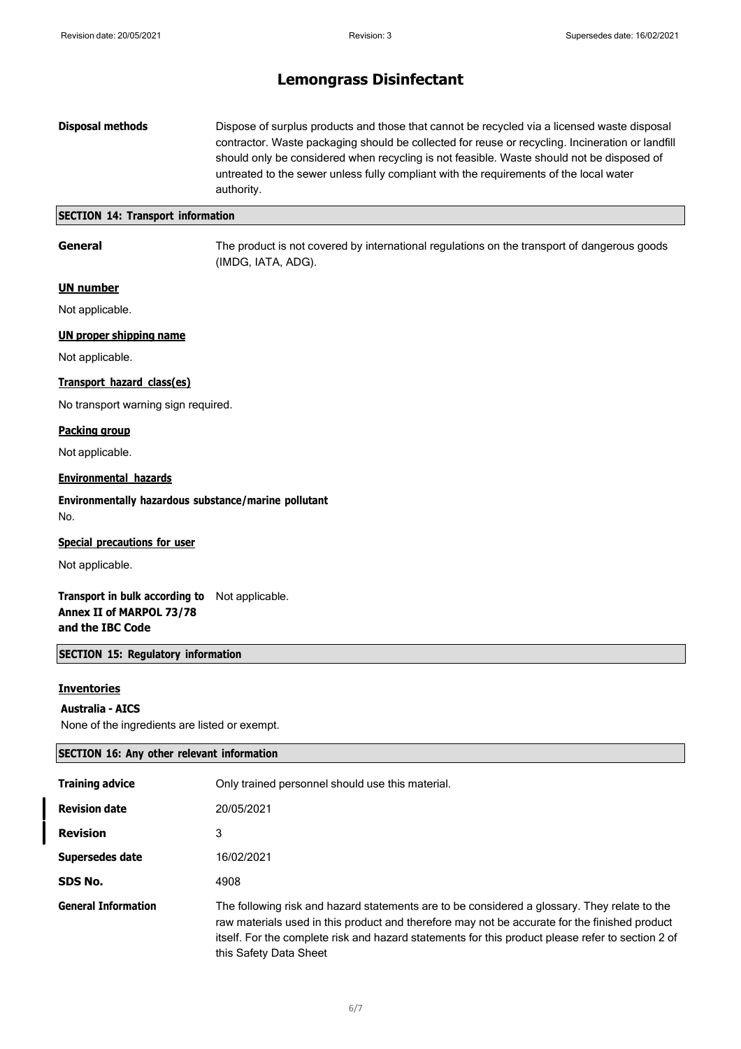# Lemongrass Disinfectant

**Disposal methods** Dispose of surplus products and those that cannot be recycled via a licensed waste disposal contractor. Waste packaging should be collected for reuse or recycling. Incineration or landfill should only be considered when recycling is not feasible. Waste should not be disposed of untreated to the sewer unless fully compliant with the requirements of the local water authority.

## SECTION 14: Transport information

**General** The product is not covered by international regulations on the transport of dangerous goods (IMDG, IATA, ADG).

**UN number**

Not applicable.

**UN proper shipping name**

Not applicable.

**Transport hazard class(es)**

No transport warning sign required.

**Packing group**

Not applicable.

**Environmental hazards**

**Environmentally hazardous substance/marine pollutant**

No.

**Special precautions for user**

Not applicable.

**Transport in bulk according to Annex II of MARPOL 73/78 and the IBC Code** Not applicable.

## SECTION 15: Regulatory information

**Inventories**

**Australia - AICS**

None of the ingredients are listed or exempt.

## SECTION 16: Any other relevant information

| | |
|---|---|
| **Training advice** | Only trained personnel should use this material. |
| **Revision date** | 20/05/2021 |
| **Revision** | 3 |
| **Supersedes date** | 16/02/2021 |
| **SDS No.** | 4908 |
| **General Information** | The following risk and hazard statements are to be considered a glossary. They relate to the raw materials used in this product and therefore may not be accurate for the finished product itself. For the complete risk and hazard statements for this product please refer to section 2 of this Safety Data Sheet |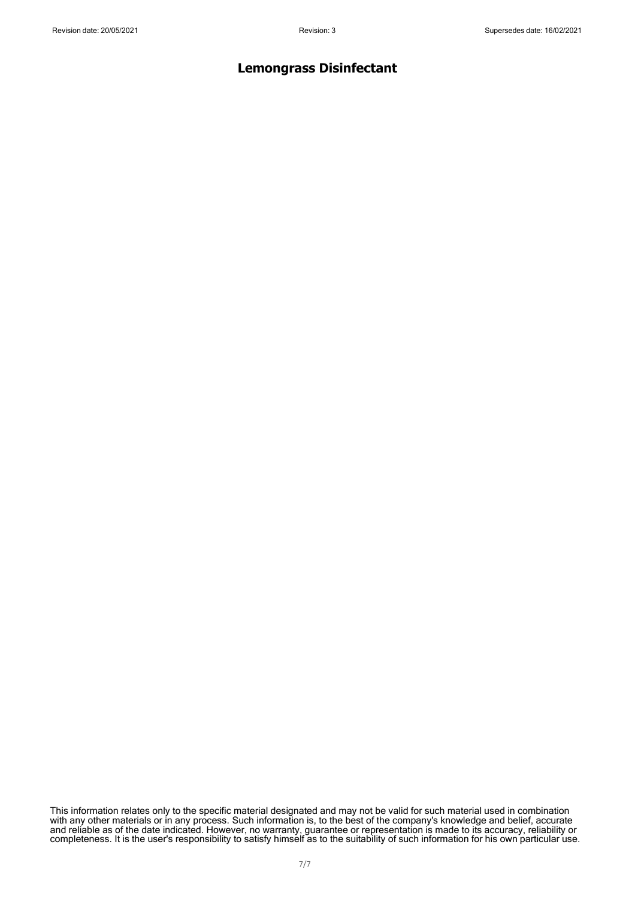This information relates only to the specific material designated and may not be valid for such material used in combination with any other materials or in any process. Such information is, to the best of the company's knowledge and belief, accurate and reliable as of the date indicated. However, no warranty, guarantee or representation is made to its accuracy, reliability or completeness. It is the user's responsibility to satisfy himself as to the suitability of such information for his own particular use.